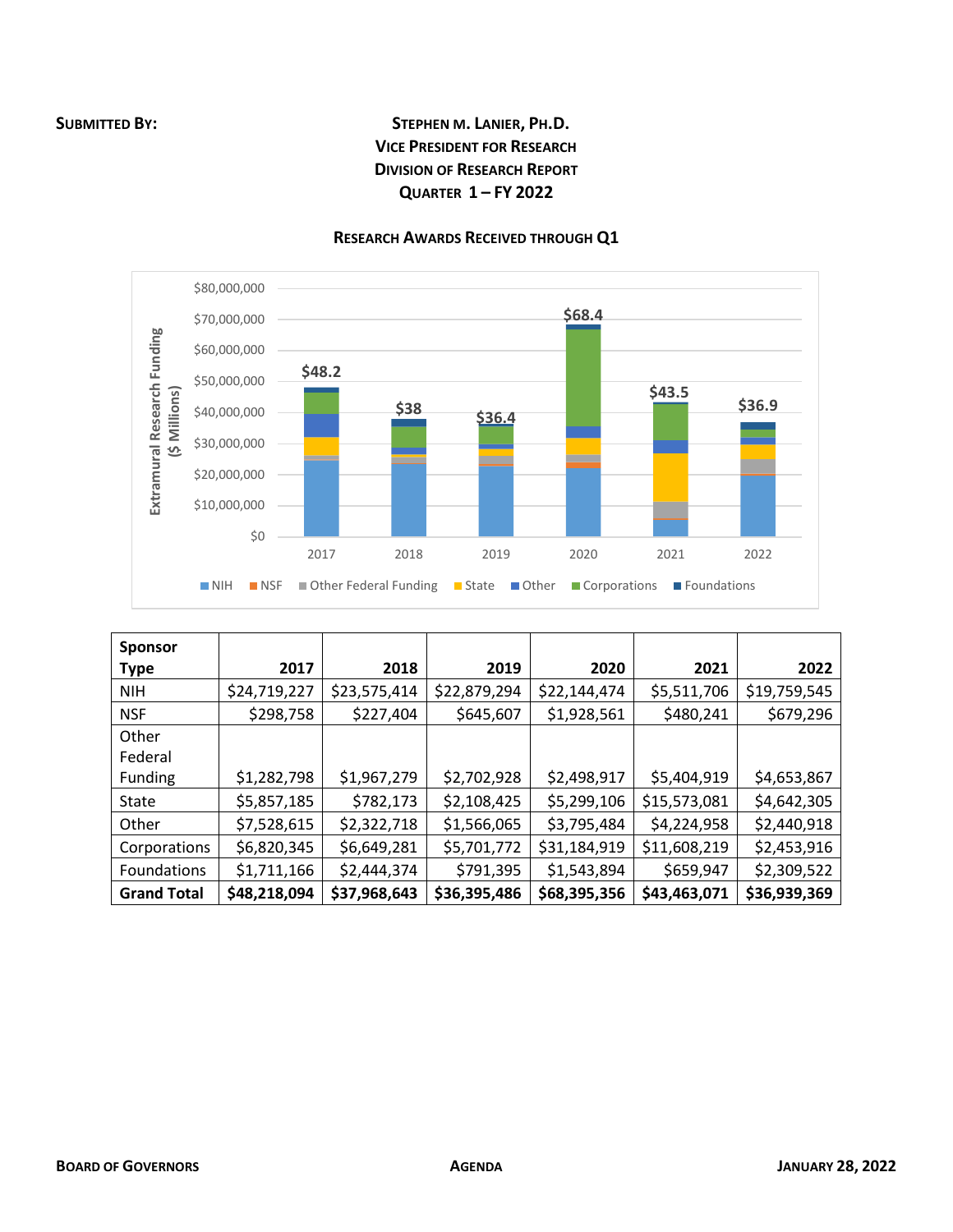**SUBMITTED BY:**

**STEPHEN M. LANIER, PH.D.**
**VICE PRESIDENT FOR RESEARCH**
**DIVISION OF RESEARCH REPORT**
**QUARTER 1 – FY 2022**

**RESEARCH AWARDS RECEIVED THROUGH Q1**

| Sponsor Type | 2017 | 2018 | 2019 | 2020 | 2021 | 2022 |
|---|---|---|---|---|---|---|
| NIH | $24,719,227 | $23,575,414 | $22,879,294 | $22,144,474 | $5,511,706 | $19,759,545 |
| NSF | $298,758 | $227,404 | $645,607 | $1,928,561 | $480,241 | $679,296 |
| Other Federal Funding | $1,282,798 | $1,967,279 | $2,702,928 | $2,498,917 | $5,404,919 | $4,653,867 |
| State | $5,857,185 | $782,173 | $2,108,425 | $5,299,106 | $15,573,081 | $4,642,305 |
| Other | $7,528,615 | $2,322,718 | $1,566,065 | $3,795,484 | $4,224,958 | $2,440,918 |
| Corporations | $6,820,345 | $6,649,281 | $5,701,772 | $31,184,919 | $11,608,219 | $2,453,916 |
| Foundations | $1,711,166 | $2,444,374 | $791,395 | $1,543,894 | $659,947 | $2,309,522 |
| **Grand Total** | **$48,218,094** | **$37,968,643** | **$36,395,486** | **$68,395,356** | **$43,463,071** | **$36,939,369** |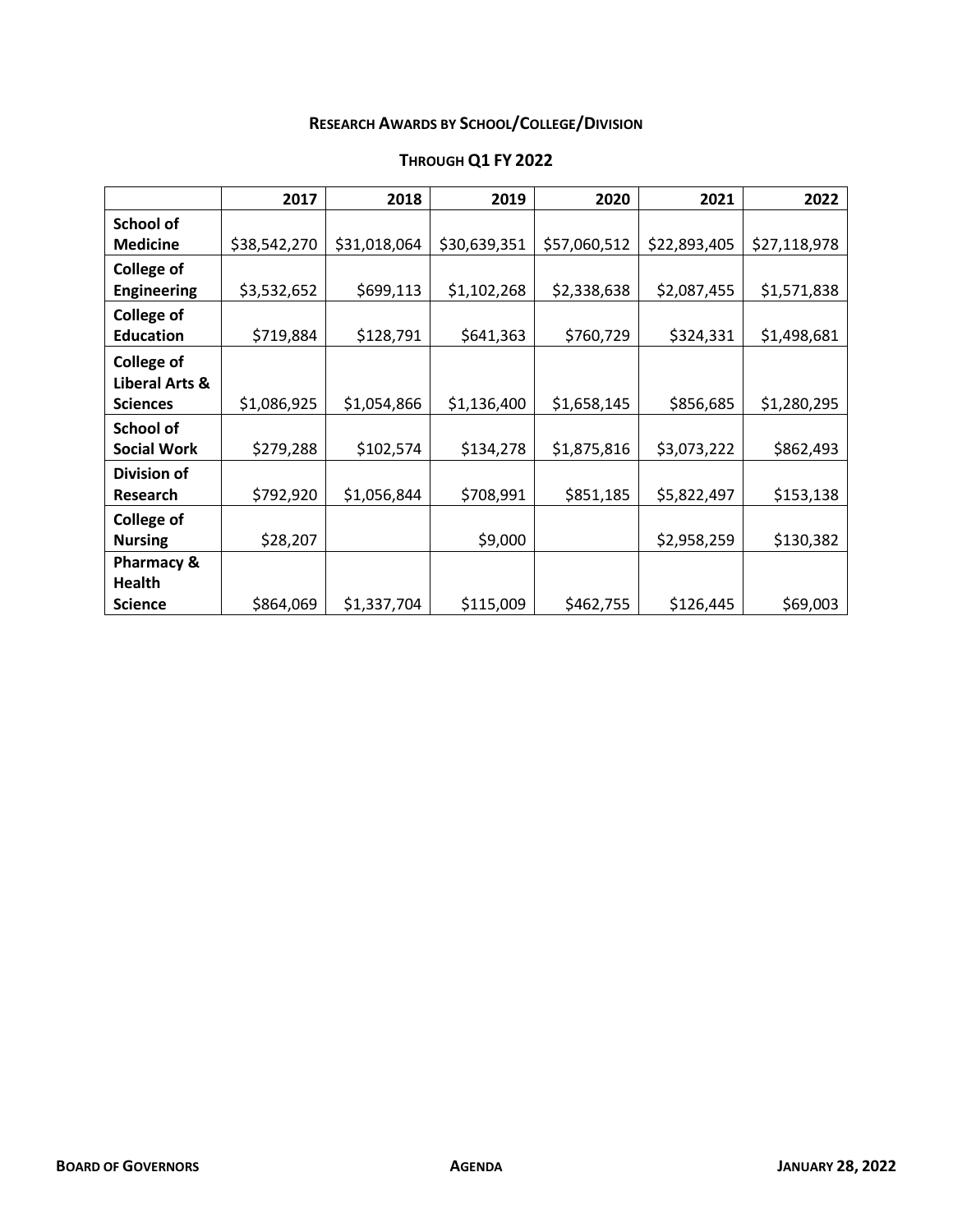## Research Awards by School/College/Division

### Through Q1 FY 2022

| | 2017 | 2018 | 2019 | 2020 | 2021 | 2022 |
|---|---|---|---|---|---|---|
| **School of Medicine** | $38,542,270 | $31,018,064 | $30,639,351 | $57,060,512 | $22,893,405 | $27,118,978 |
| **College of Engineering** | $3,532,652 | $699,113 | $1,102,268 | $2,338,638 | $2,087,455 | $1,571,838 |
| **College of Education** | $719,884 | $128,791 | $641,363 | $760,729 | $324,331 | $1,498,681 |
| **College of Liberal Arts & Sciences** | $1,086,925 | $1,054,866 | $1,136,400 | $1,658,145 | $856,685 | $1,280,295 |
| **School of Social Work** | $279,288 | $102,574 | $134,278 | $1,875,816 | $3,073,222 | $862,493 |
| **Division of Research** | $792,920 | $1,056,844 | $708,991 | $851,185 | $5,822,497 | $153,138 |
| **College of Nursing** | $28,207 | | $9,000 | | $2,958,259 | $130,382 |
| **Pharmacy & Health Science** | $864,069 | $1,337,704 | $115,009 | $462,755 | $126,445 | $69,003 |